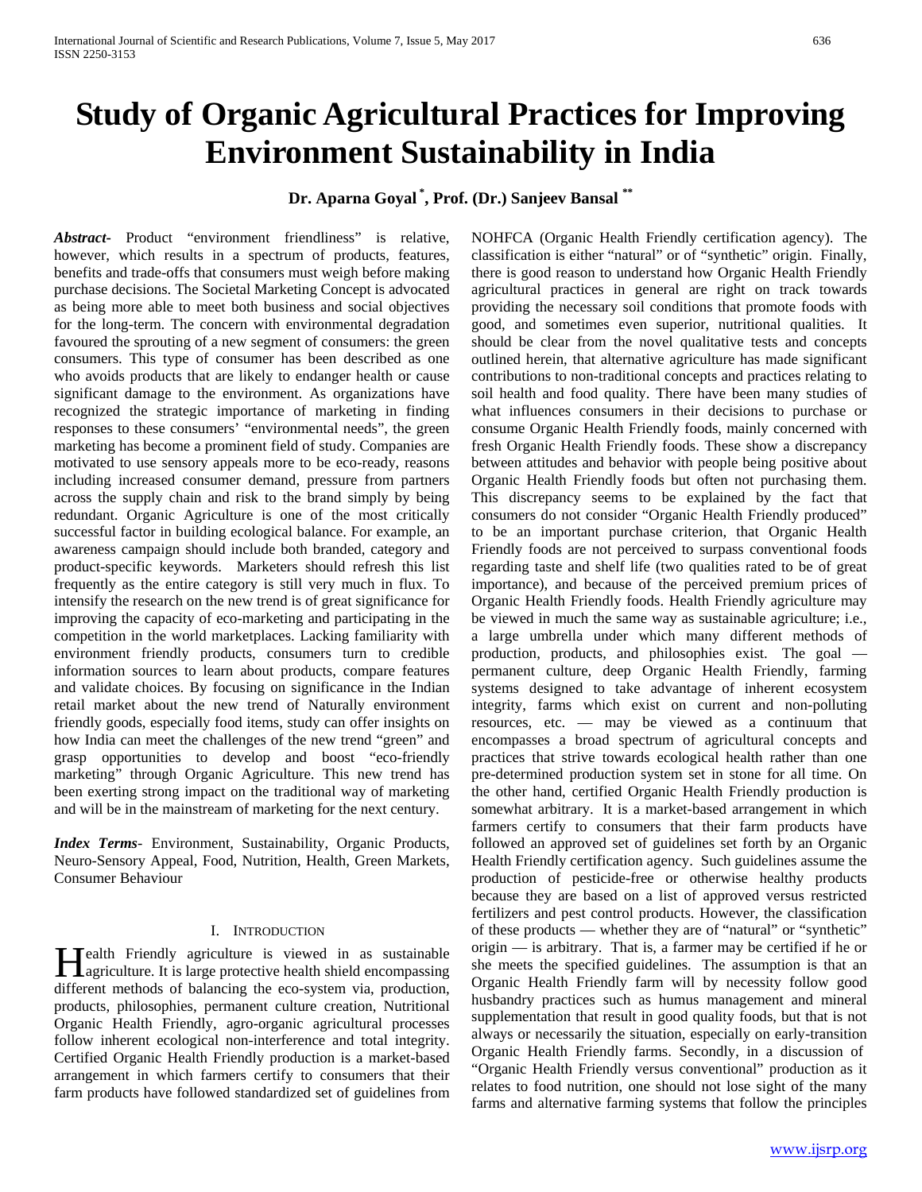# Study of Organic Agricultural Practices for Improving Environment Sustainability in India

**Dr. Aparna Goyal [*], Prof. (Dr.) Sanjeev Bansal [**]**

***Abstract***- Product "environment friendliness" is relative, however, which results in a spectrum of products, features, benefits and trade-offs that consumers must weigh before making purchase decisions. The Societal Marketing Concept is advocated as being more able to meet both business and social objectives for the long-term. The concern with environmental degradation favoured the sprouting of a new segment of consumers: the green consumers. This type of consumer has been described as one who avoids products that are likely to endanger health or cause significant damage to the environment. As organizations have recognized the strategic importance of marketing in finding responses to these consumers' "environmental needs", the green marketing has become a prominent field of study. Companies are motivated to use sensory appeals more to be eco-ready, reasons including increased consumer demand, pressure from partners across the supply chain and risk to the brand simply by being redundant. Organic Agriculture is one of the most critically successful factor in building ecological balance. For example, an awareness campaign should include both branded, category and product-specific keywords. Marketers should refresh this list frequently as the entire category is still very much in flux. To intensify the research on the new trend is of great significance for improving the capacity of eco-marketing and participating in the competition in the world marketplaces. Lacking familiarity with environment friendly products, consumers turn to credible information sources to learn about products, compare features and validate choices. By focusing on significance in the Indian retail market about the new trend of Naturally environment friendly goods, especially food items, study can offer insights on how India can meet the challenges of the new trend "green" and grasp opportunities to develop and boost "eco-friendly marketing" through Organic Agriculture. This new trend has been exerting strong impact on the traditional way of marketing and will be in the mainstream of marketing for the next century.

***Index Terms***- Environment, Sustainability, Organic Products, Neuro-Sensory Appeal, Food, Nutrition, Health, Green Markets, Consumer Behaviour

## I. Introduction

Health Friendly agriculture is viewed in as sustainable agriculture. It is large protective health shield encompassing different methods of balancing the eco-system via, production, products, philosophies, permanent culture creation, Nutritional Organic Health Friendly, agro-organic agricultural processes follow inherent ecological non-interference and total integrity. Certified Organic Health Friendly production is a market-based arrangement in which farmers certify to consumers that their farm products have followed standardized set of guidelines from NOHFCA (Organic Health Friendly certification agency). The classification is either "natural" or of "synthetic" origin. Finally, there is good reason to understand how Organic Health Friendly agricultural practices in general are right on track towards providing the necessary soil conditions that promote foods with good, and sometimes even superior, nutritional qualities. It should be clear from the novel qualitative tests and concepts outlined herein, that alternative agriculture has made significant contributions to non-traditional concepts and practices relating to soil health and food quality. There have been many studies of what influences consumers in their decisions to purchase or consume Organic Health Friendly foods, mainly concerned with fresh Organic Health Friendly foods. These show a discrepancy between attitudes and behavior with people being positive about Organic Health Friendly foods but often not purchasing them. This discrepancy seems to be explained by the fact that consumers do not consider "Organic Health Friendly produced" to be an important purchase criterion, that Organic Health Friendly foods are not perceived to surpass conventional foods regarding taste and shelf life (two qualities rated to be of great importance), and because of the perceived premium prices of Organic Health Friendly foods. Health Friendly agriculture may be viewed in much the same way as sustainable agriculture; i.e., a large umbrella under which many different methods of production, products, and philosophies exist. The goal — permanent culture, deep Organic Health Friendly, farming systems designed to take advantage of inherent ecosystem integrity, farms which exist on current and non-polluting resources, etc. — may be viewed as a continuum that encompasses a broad spectrum of agricultural concepts and practices that strive towards ecological health rather than one pre-determined production system set in stone for all time. On the other hand, certified Organic Health Friendly production is somewhat arbitrary. It is a market-based arrangement in which farmers certify to consumers that their farm products have followed an approved set of guidelines set forth by an Organic Health Friendly certification agency. Such guidelines assume the production of pesticide-free or otherwise healthy products because they are based on a list of approved versus restricted fertilizers and pest control products. However, the classification of these products — whether they are of "natural" or "synthetic" origin — is arbitrary. That is, a farmer may be certified if he or she meets the specified guidelines. The assumption is that an Organic Health Friendly farm will by necessity follow good husbandry practices such as humus management and mineral supplementation that result in good quality foods, but that is not always or necessarily the situation, especially on early-transition Organic Health Friendly farms. Secondly, in a discussion of "Organic Health Friendly versus conventional" production as it relates to food nutrition, one should not lose sight of the many farms and alternative farming systems that follow the principles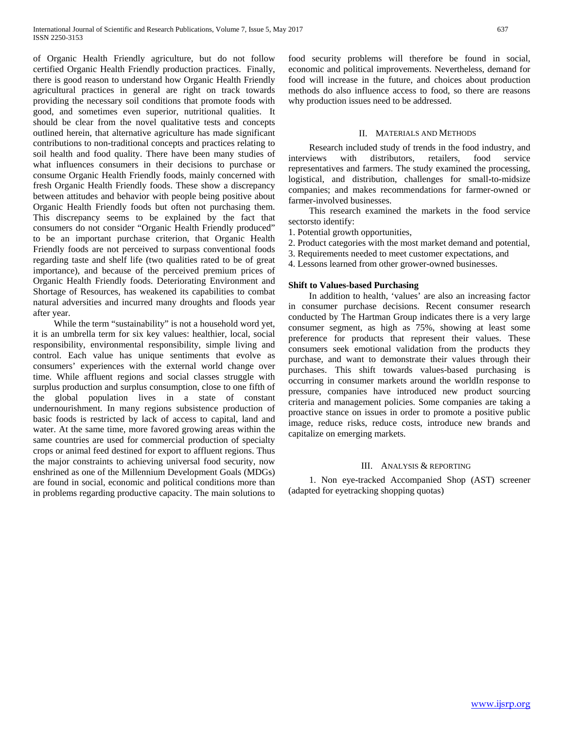of Organic Health Friendly agriculture, but do not follow certified Organic Health Friendly production practices. Finally, there is good reason to understand how Organic Health Friendly agricultural practices in general are right on track towards providing the necessary soil conditions that promote foods with good, and sometimes even superior, nutritional qualities. It should be clear from the novel qualitative tests and concepts outlined herein, that alternative agriculture has made significant contributions to non-traditional concepts and practices relating to soil health and food quality. There have been many studies of what influences consumers in their decisions to purchase or consume Organic Health Friendly foods, mainly concerned with fresh Organic Health Friendly foods. These show a discrepancy between attitudes and behavior with people being positive about Organic Health Friendly foods but often not purchasing them. This discrepancy seems to be explained by the fact that consumers do not consider "Organic Health Friendly produced" to be an important purchase criterion, that Organic Health Friendly foods are not perceived to surpass conventional foods regarding taste and shelf life (two qualities rated to be of great importance), and because of the perceived premium prices of Organic Health Friendly foods. Deteriorating Environment and Shortage of Resources, has weakened its capabilities to combat natural adversities and incurred many droughts and floods year after year.

While the term "sustainability" is not a household word yet, it is an umbrella term for six key values: healthier, local, social responsibility, environmental responsibility, simple living and control. Each value has unique sentiments that evolve as consumers' experiences with the external world change over time. While affluent regions and social classes struggle with surplus production and surplus consumption, close to one fifth of the global population lives in a state of constant undernourishment. In many regions subsistence production of basic foods is restricted by lack of access to capital, land and water. At the same time, more favored growing areas within the same countries are used for commercial production of specialty crops or animal feed destined for export to affluent regions. Thus the major constraints to achieving universal food security, now enshrined as one of the Millennium Development Goals (MDGs) are found in social, economic and political conditions more than in problems regarding productive capacity. The main solutions to food security problems will therefore be found in social, economic and political improvements. Nevertheless, demand for food will increase in the future, and choices about production methods do also influence access to food, so there are reasons why production issues need to be addressed.

## II. Materials and Methods

Research included study of trends in the food industry, and interviews with distributors, retailers, food service representatives and farmers. The study examined the processing, logistical, and distribution, challenges for small-to-midsize companies; and makes recommendations for farmer-owned or farmer-involved businesses.

This research examined the markets in the food service sectorsto identify:

1. Potential growth opportunities,
2. Product categories with the most market demand and potential,
3. Requirements needed to meet customer expectations, and
4. Lessons learned from other grower-owned businesses.

**Shift to Values-based Purchasing**

In addition to health, 'values' are also an increasing factor in consumer purchase decisions. Recent consumer research conducted by The Hartman Group indicates there is a very large consumer segment, as high as 75%, showing at least some preference for products that represent their values. These consumers seek emotional validation from the products they purchase, and want to demonstrate their values through their purchases. This shift towards values-based purchasing is occurring in consumer markets around the worldIn response to pressure, companies have introduced new product sourcing criteria and management policies. Some companies are taking a proactive stance on issues in order to promote a positive public image, reduce risks, reduce costs, introduce new brands and capitalize on emerging markets.

## III. Analysis & Reporting

1. Non eye-tracked Accompanied Shop (AST) screener (adapted for eyetracking shopping quotas)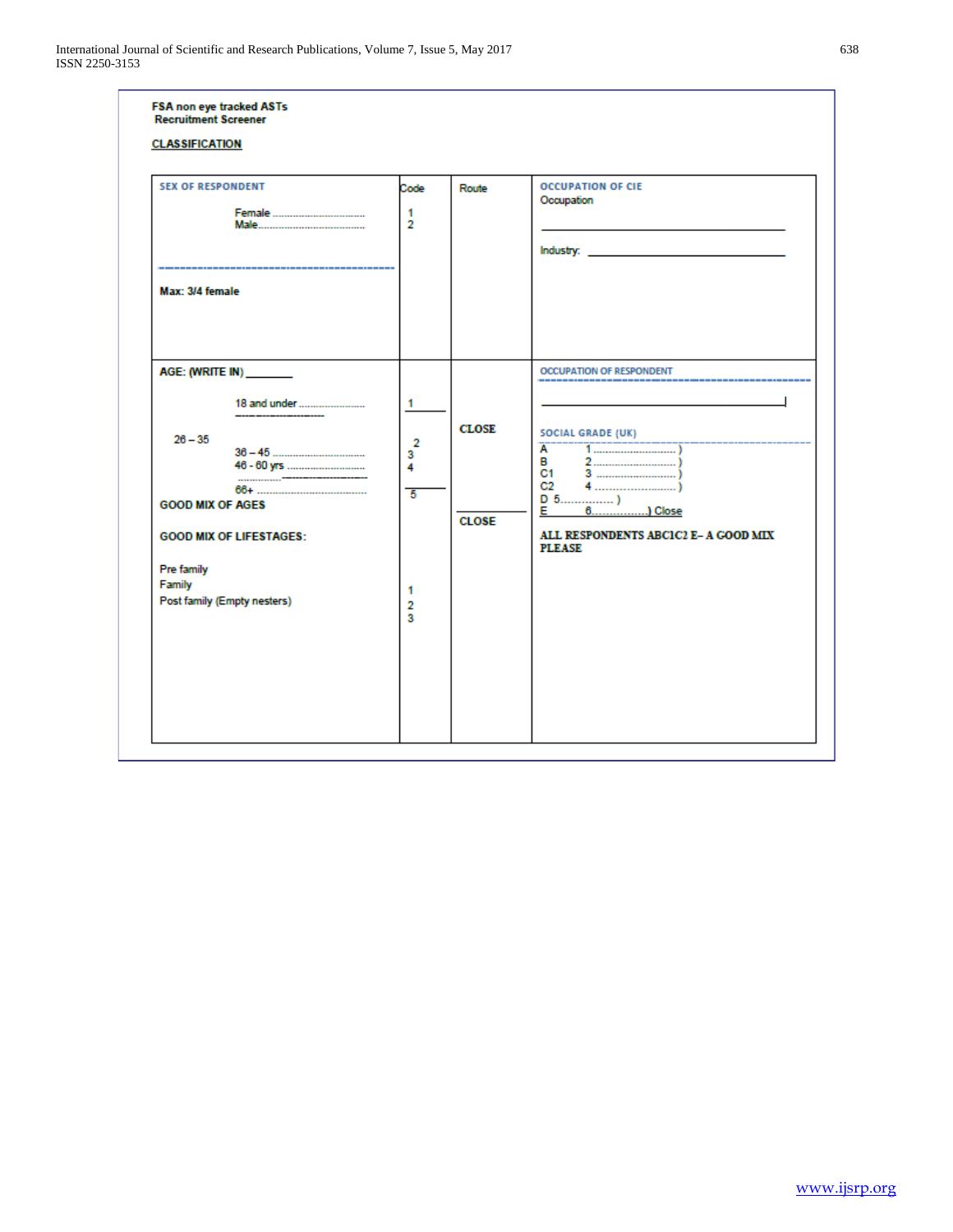**FSA non eye tracked ASTs**
**Recruitment Screener**

**CLASSIFICATION**

| SEX OF RESPONDENT | Code | Route | OCCUPATION OF CIE |
|---|---|---|---|
| Female .................................. | 1 | | Occupation |
| Male....................................... | 2 | | |
| | | | Industry: ______________________ |
| **Max: 3/4 female** | | | |
| **AGE: (WRITE IN)** _______ | | | **OCCUPATION OF RESPONDENT** |
| 18 and under ........................ | 1 | **CLOSE** | ______________________ |
| 26 – 35 | 2 | | **SOCIAL GRADE (UK)** |
| 36 – 45 ................................. | 3 | | A 1............................ ) |
| 46 - 60 yrs ............................ | 4 | | B 2............................ ) |
| 66+ ....................................... | 5 | **CLOSE** | C1 3 ............................ ) |
| **GOOD MIX OF AGES** | | | C2 4 ............................ ) |
| **GOOD MIX OF LIFESTAGES:** | | | D 5................ ) |
| Pre family | 1 | | E 6................) Close |
| Family | 2 | | **ALL RESPONDENTS ABC1C2 E– A GOOD MIX PLEASE** |
| Post family (Empty nesters) | 3 | | |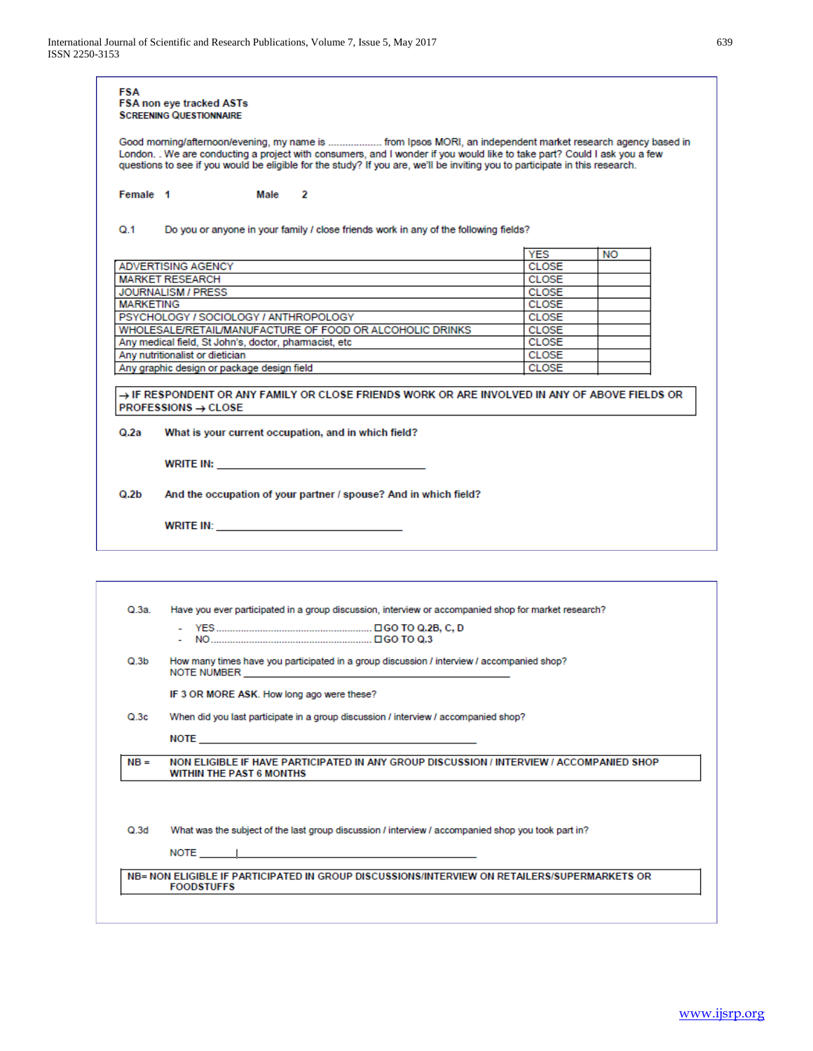**FSA**
**FSA non eye tracked ASTs**
**SCREENING QUESTIONNAIRE**

Good morning/afternoon/evening, my name is ................... from Ipsos MORI, an independent market research agency based in London. . We are conducting a project with consumers, and I wonder if you would like to take part? Could I ask you a few questions to see if you would be eligible for the study? If you are, we'll be inviting you to participate in this research.

**Female 1** **Male 2**

Q.1 Do you or anyone in your family / close friends work in any of the following fields?

| | YES | NO |
|---|---|---|
| ADVERTISING AGENCY | CLOSE | |
| MARKET RESEARCH | CLOSE | |
| JOURNALISM / PRESS | CLOSE | |
| MARKETING | CLOSE | |
| PSYCHOLOGY / SOCIOLOGY / ANTHROPOLOGY | CLOSE | |
| WHOLESALE/RETAIL/MANUFACTURE OF FOOD OR ALCOHOLIC DRINKS | CLOSE | |
| Any medical field, St John's, doctor, pharmacist, etc | CLOSE | |
| Any nutritionalist or dietician | CLOSE | |
| Any graphic design or package design field | CLOSE | |

**→ IF RESPONDENT OR ANY FAMILY OR CLOSE FRIENDS WORK OR ARE INVOLVED IN ANY OF ABOVE FIELDS OR PROFESSIONS → CLOSE**

**Q.2a What is your current occupation, and in which field?**

**WRITE IN: ____________________________________**

**Q.2b And the occupation of your partner / spouse? And in which field?**

**WRITE IN: ________________________________**

Q.3a. Have you ever participated in a group discussion, interview or accompanied shop for market research?

- YES........................................................ ☐GO TO Q.2B, C, D
- NO.......................................................... ☐GO TO Q.3

Q.3b How many times have you participated in a group discussion / interview / accompanied shop?
NOTE NUMBER ____________________________________________

**IF 3 OR MORE ASK**. How long ago were these?

Q.3c When did you last participate in a group discussion / interview / accompanied shop?

**NOTE** ________________________________________________

**NB = NON ELIGIBLE IF HAVE PARTICIPATED IN ANY GROUP DISCUSSION / INTERVIEW / ACCOMPANIED SHOP WITHIN THE PAST 6 MONTHS**

Q.3d What was the subject of the last group discussion / interview / accompanied shop you took part in?

NOTE ________________________________________________

**NB= NON ELIGIBLE IF PARTICIPATED IN GROUP DISCUSSIONS/INTERVIEW ON RETAILERS/SUPERMARKETS OR FOODSTUFFS**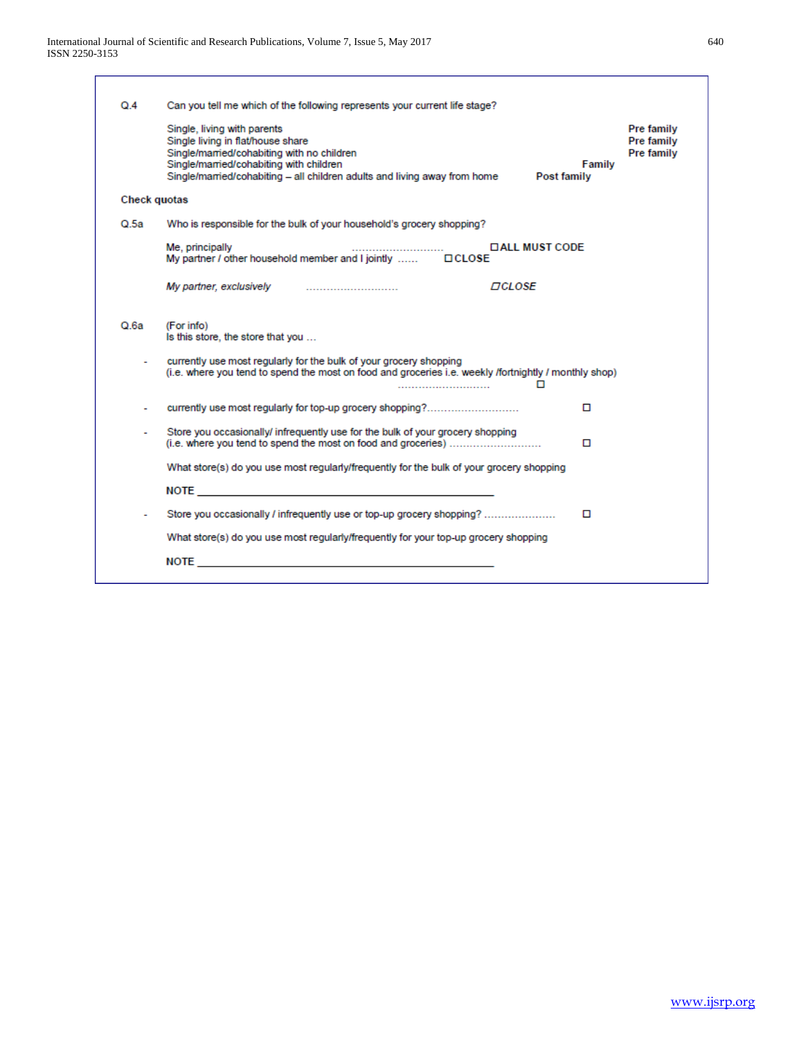**Q.4** Can you tell me which of the following represents your current life stage?

| | |
|---|---|
| Single, living with parents | Pre family |
| Single living in flat/house share | Pre family |
| Single/married/cohabiting with no children | Pre family |
| Single/married/cohabiting with children | Family |
| Single/married/cohabiting – all children adults and living away from home | Post family |

**Check quotas**

**Q.5a** Who is responsible for the bulk of your household's grocery shopping?

Me, principally ………………………… ☐ **ALL MUST CODE**
My partner / other household member and I jointly …… ☐ **CLOSE**

*My partner, exclusively* ………………………… ☐ ***CLOSE***

**Q.6a** (For info)
Is this store, the store that you …

- currently use most regularly for the bulk of your grocery shopping (i.e. where you tend to spend the most on food and groceries i.e. weekly /fortnightly / monthly shop) ………………………… ☐
- currently use most regularly for top-up grocery shopping?………………………… ☐
- Store you occasionally/ infrequently use for the bulk of your grocery shopping (i.e. where you tend to spend the most on food and groceries) ………………………… ☐

What store(s) do you use most regularly/frequently for the bulk of your grocery shopping

**NOTE** ____________________________________________

- Store you occasionally / infrequently use or top-up grocery shopping? ………………… ☐

What store(s) do you use most regularly/frequently for your top-up grocery shopping

**NOTE** ____________________________________________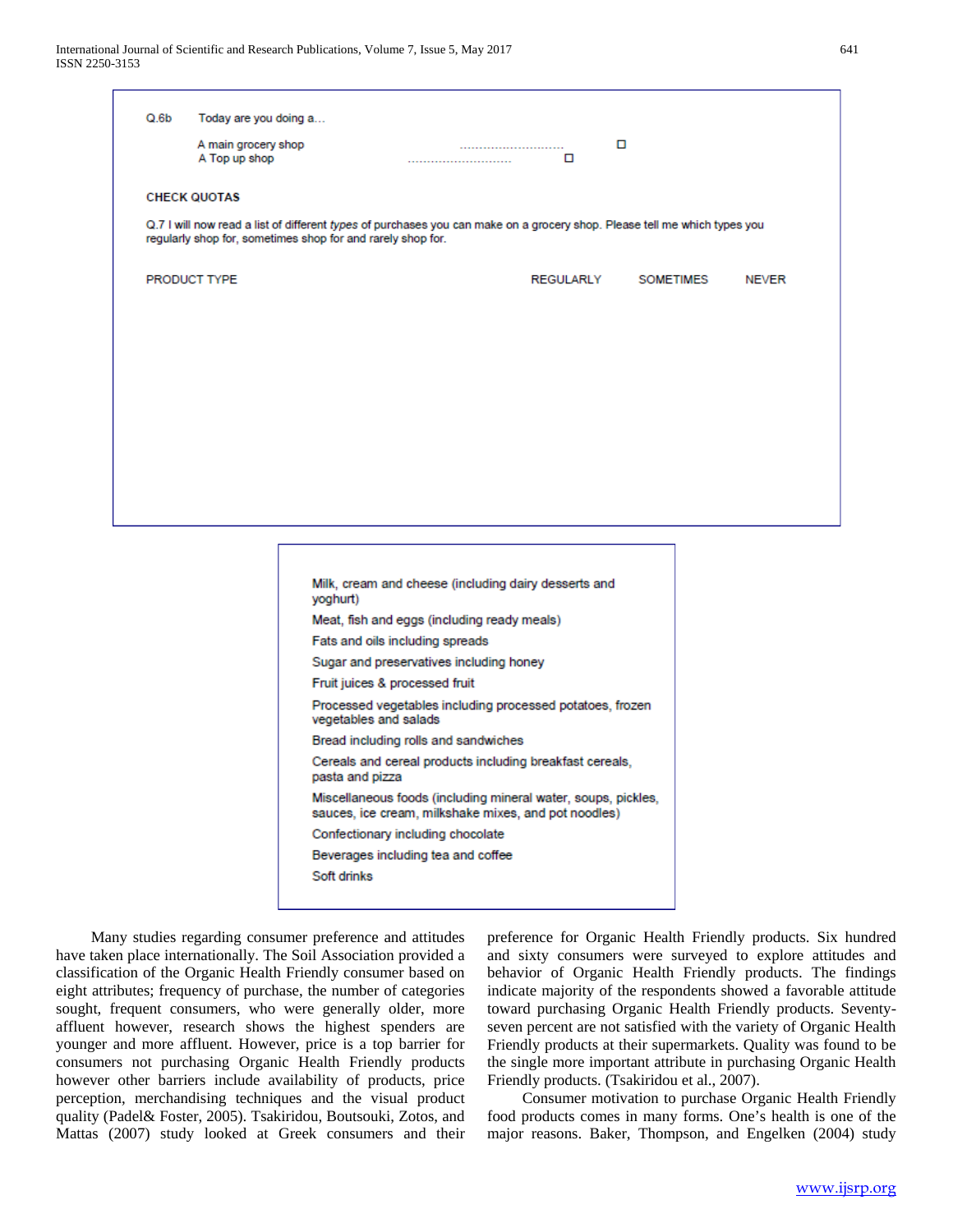Q.6b Today are you doing a…

A main grocery shop .............................. ☐

A Top up shop .............................. ☐

**CHECK QUOTAS**

Q.7 I will now read a list of different *types* of purchases you can make on a grocery shop. Please tell me which types you regularly shop for, sometimes shop for and rarely shop for.

| PRODUCT TYPE | REGULARLY | SOMETIMES | NEVER |
|---|---|---|---|
| Milk, cream and cheese (including dairy desserts and yoghurt) | | | |
| Meat, fish and eggs (including ready meals) | | | |
| Fats and oils including spreads | | | |
| Sugar and preservatives including honey | | | |
| Fruit juices & processed fruit | | | |
| Processed vegetables including processed potatoes, frozen vegetables and salads | | | |
| Bread including rolls and sandwiches | | | |
| Cereals and cereal products including breakfast cereals, pasta and pizza | | | |
| Miscellaneous foods (including mineral water, soups, pickles, sauces, ice cream, milkshake mixes, and pot noodles) | | | |
| Confectionary including chocolate | | | |
| Beverages including tea and coffee | | | |
| Soft drinks | | | |

Many studies regarding consumer preference and attitudes have taken place internationally. The Soil Association provided a classification of the Organic Health Friendly consumer based on eight attributes; frequency of purchase, the number of categories sought, frequent consumers, who were generally older, more affluent however, research shows the highest spenders are younger and more affluent. However, price is a top barrier for consumers not purchasing Organic Health Friendly products however other barriers include availability of products, price perception, merchandising techniques and the visual product quality (Padel& Foster, 2005). Tsakiridou, Boutsouki, Zotos, and Mattas (2007) study looked at Greek consumers and their preference for Organic Health Friendly products. Six hundred and sixty consumers were surveyed to explore attitudes and behavior of Organic Health Friendly products. The findings indicate majority of the respondents showed a favorable attitude toward purchasing Organic Health Friendly products. Seventy-seven percent are not satisfied with the variety of Organic Health Friendly products at their supermarkets. Quality was found to be the single more important attribute in purchasing Organic Health Friendly products. (Tsakiridou et al., 2007).

Consumer motivation to purchase Organic Health Friendly food products comes in many forms. One's health is one of the major reasons. Baker, Thompson, and Engelken (2004) study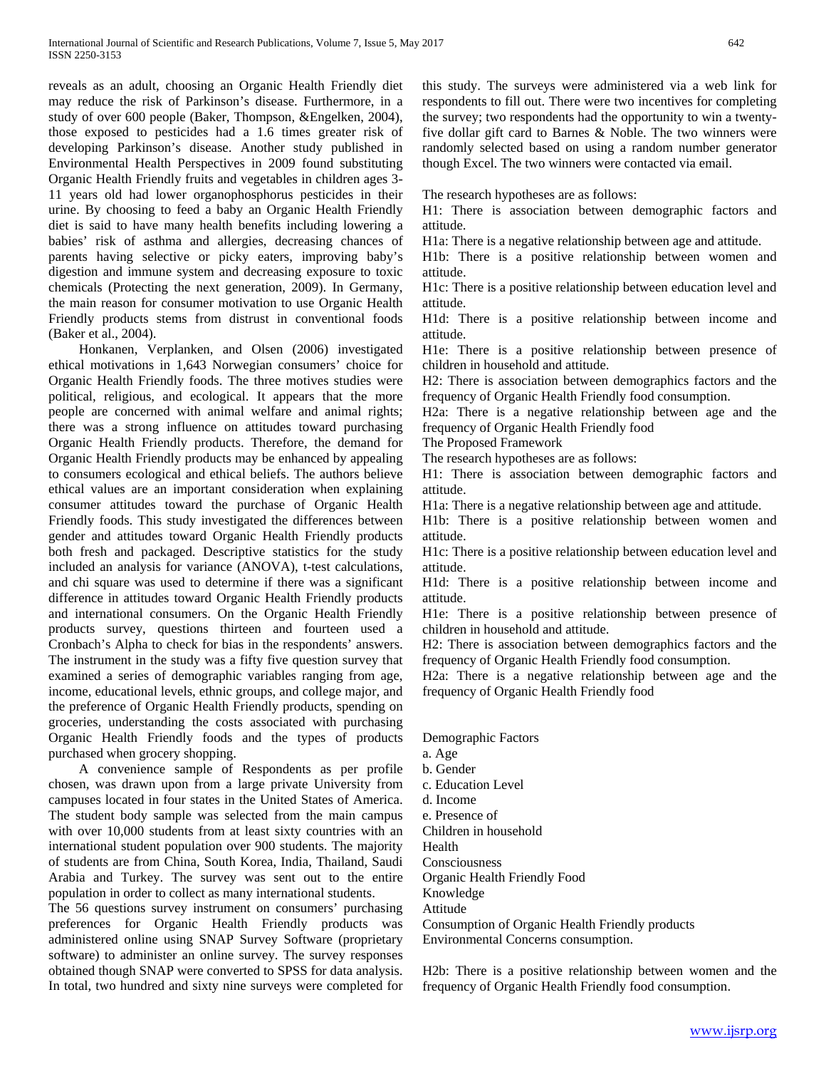reveals as an adult, choosing an Organic Health Friendly diet may reduce the risk of Parkinson's disease. Furthermore, in a study of over 600 people (Baker, Thompson, &Engelken, 2004), those exposed to pesticides had a 1.6 times greater risk of developing Parkinson's disease. Another study published in Environmental Health Perspectives in 2009 found substituting Organic Health Friendly fruits and vegetables in children ages 3-11 years old had lower organophosphorus pesticides in their urine. By choosing to feed a baby an Organic Health Friendly diet is said to have many health benefits including lowering a babies' risk of asthma and allergies, decreasing chances of parents having selective or picky eaters, improving baby's digestion and immune system and decreasing exposure to toxic chemicals (Protecting the next generation, 2009). In Germany, the main reason for consumer motivation to use Organic Health Friendly products stems from distrust in conventional foods (Baker et al., 2004).

Honkanen, Verplanken, and Olsen (2006) investigated ethical motivations in 1,643 Norwegian consumers' choice for Organic Health Friendly foods. The three motives studies were political, religious, and ecological. It appears that the more people are concerned with animal welfare and animal rights; there was a strong influence on attitudes toward purchasing Organic Health Friendly products. Therefore, the demand for Organic Health Friendly products may be enhanced by appealing to consumers ecological and ethical beliefs. The authors believe ethical values are an important consideration when explaining consumer attitudes toward the purchase of Organic Health Friendly foods. This study investigated the differences between gender and attitudes toward Organic Health Friendly products both fresh and packaged. Descriptive statistics for the study included an analysis for variance (ANOVA), t-test calculations, and chi square was used to determine if there was a significant difference in attitudes toward Organic Health Friendly products and international consumers. On the Organic Health Friendly products survey, questions thirteen and fourteen used a Cronbach's Alpha to check for bias in the respondents' answers. The instrument in the study was a fifty five question survey that examined a series of demographic variables ranging from age, income, educational levels, ethnic groups, and college major, and the preference of Organic Health Friendly products, spending on groceries, understanding the costs associated with purchasing Organic Health Friendly foods and the types of products purchased when grocery shopping.

A convenience sample of Respondents as per profile chosen, was drawn upon from a large private University from campuses located in four states in the United States of America. The student body sample was selected from the main campus with over 10,000 students from at least sixty countries with an international student population over 900 students. The majority of students are from China, South Korea, India, Thailand, Saudi Arabia and Turkey. The survey was sent out to the entire population in order to collect as many international students.

The 56 questions survey instrument on consumers' purchasing preferences for Organic Health Friendly products was administered online using SNAP Survey Software (proprietary software) to administer an online survey. The survey responses obtained though SNAP were converted to SPSS for data analysis. In total, two hundred and sixty nine surveys were completed for this study. The surveys were administered via a web link for respondents to fill out. There were two incentives for completing the survey; two respondents had the opportunity to win a twenty-five dollar gift card to Barnes & Noble. The two winners were randomly selected based on using a random number generator though Excel. The two winners were contacted via email.

The research hypotheses are as follows:

H1: There is association between demographic factors and attitude.

H1a: There is a negative relationship between age and attitude.

H1b: There is a positive relationship between women and attitude.

H1c: There is a positive relationship between education level and attitude.

H1d: There is a positive relationship between income and attitude.

H1e: There is a positive relationship between presence of children in household and attitude.

H2: There is association between demographics factors and the frequency of Organic Health Friendly food consumption.

H2a: There is a negative relationship between age and the frequency of Organic Health Friendly food

The Proposed Framework

The research hypotheses are as follows:

H1: There is association between demographic factors and attitude.

H1a: There is a negative relationship between age and attitude.

H1b: There is a positive relationship between women and attitude.

H1c: There is a positive relationship between education level and attitude.

H1d: There is a positive relationship between income and attitude.

H1e: There is a positive relationship between presence of children in household and attitude.

H2: There is association between demographics factors and the frequency of Organic Health Friendly food consumption.

H2a: There is a negative relationship between age and the frequency of Organic Health Friendly food

Demographic Factors

a. Age

b. Gender

c. Education Level

d. Income

e. Presence of

Children in household

Health

Consciousness

Organic Health Friendly Food

Knowledge

Attitude

Consumption of Organic Health Friendly products

Environmental Concerns consumption.

H2b: There is a positive relationship between women and the frequency of Organic Health Friendly food consumption.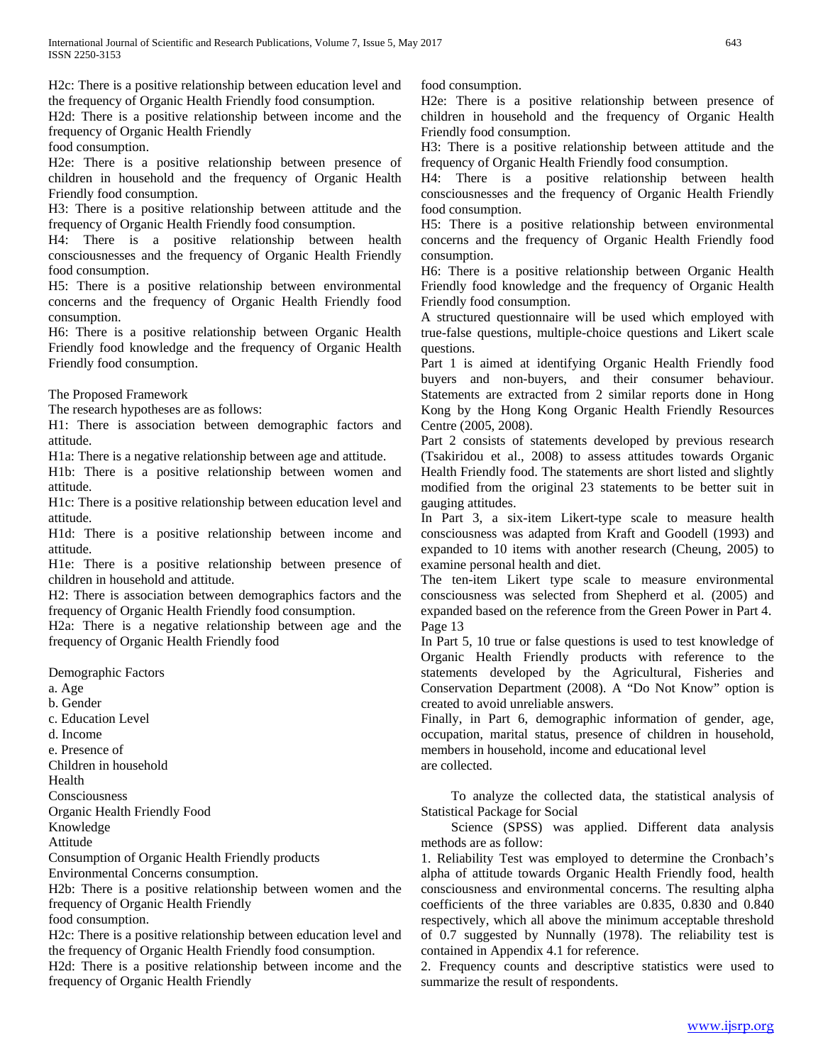H2c: There is a positive relationship between education level and the frequency of Organic Health Friendly food consumption.

H2d: There is a positive relationship between income and the frequency of Organic Health Friendly

food consumption.

H2e: There is a positive relationship between presence of children in household and the frequency of Organic Health Friendly food consumption.

H3: There is a positive relationship between attitude and the frequency of Organic Health Friendly food consumption.

H4: There is a positive relationship between health consciousnesses and the frequency of Organic Health Friendly food consumption.

H5: There is a positive relationship between environmental concerns and the frequency of Organic Health Friendly food consumption.

H6: There is a positive relationship between Organic Health Friendly food knowledge and the frequency of Organic Health Friendly food consumption.

The Proposed Framework

The research hypotheses are as follows:

H1: There is association between demographic factors and attitude.

H1a: There is a negative relationship between age and attitude.

H1b: There is a positive relationship between women and attitude.

H1c: There is a positive relationship between education level and attitude.

H1d: There is a positive relationship between income and attitude.

H1e: There is a positive relationship between presence of children in household and attitude.

H2: There is association between demographics factors and the frequency of Organic Health Friendly food consumption.

H2a: There is a negative relationship between age and the frequency of Organic Health Friendly food

Demographic Factors

a. Age

b. Gender

c. Education Level

d. Income

e. Presence of

Children in household

Health

Consciousness

Organic Health Friendly Food

Knowledge

Attitude

Consumption of Organic Health Friendly products

Environmental Concerns consumption.

H2b: There is a positive relationship between women and the frequency of Organic Health Friendly

food consumption.

H2c: There is a positive relationship between education level and the frequency of Organic Health Friendly food consumption.

H2d: There is a positive relationship between income and the frequency of Organic Health Friendly

food consumption.

H2e: There is a positive relationship between presence of children in household and the frequency of Organic Health Friendly food consumption.

H3: There is a positive relationship between attitude and the frequency of Organic Health Friendly food consumption.

H4: There is a positive relationship between health consciousnesses and the frequency of Organic Health Friendly food consumption.

H5: There is a positive relationship between environmental concerns and the frequency of Organic Health Friendly food consumption.

H6: There is a positive relationship between Organic Health Friendly food knowledge and the frequency of Organic Health Friendly food consumption.

A structured questionnaire will be used which employed with true-false questions, multiple-choice questions and Likert scale questions.

Part 1 is aimed at identifying Organic Health Friendly food buyers and non-buyers, and their consumer behaviour. Statements are extracted from 2 similar reports done in Hong Kong by the Hong Kong Organic Health Friendly Resources Centre (2005, 2008).

Part 2 consists of statements developed by previous research (Tsakiridou et al., 2008) to assess attitudes towards Organic Health Friendly food. The statements are short listed and slightly modified from the original 23 statements to be better suit in gauging attitudes.

In Part 3, a six-item Likert-type scale to measure health consciousness was adapted from Kraft and Goodell (1993) and expanded to 10 items with another research (Cheung, 2005) to examine personal health and diet.

The ten-item Likert type scale to measure environmental consciousness was selected from Shepherd et al. (2005) and expanded based on the reference from the Green Power in Part 4. Page 13

In Part 5, 10 true or false questions is used to test knowledge of Organic Health Friendly products with reference to the statements developed by the Agricultural, Fisheries and Conservation Department (2008). A "Do Not Know" option is created to avoid unreliable answers.

Finally, in Part 6, demographic information of gender, age, occupation, marital status, presence of children in household, members in household, income and educational level

are collected.

To analyze the collected data, the statistical analysis of Statistical Package for Social

Science (SPSS) was applied. Different data analysis methods are as follow:

1. Reliability Test was employed to determine the Cronbach's alpha of attitude towards Organic Health Friendly food, health consciousness and environmental concerns. The resulting alpha coefficients of the three variables are 0.835, 0.830 and 0.840 respectively, which all above the minimum acceptable threshold of 0.7 suggested by Nunnally (1978). The reliability test is contained in Appendix 4.1 for reference.

2. Frequency counts and descriptive statistics were used to summarize the result of respondents.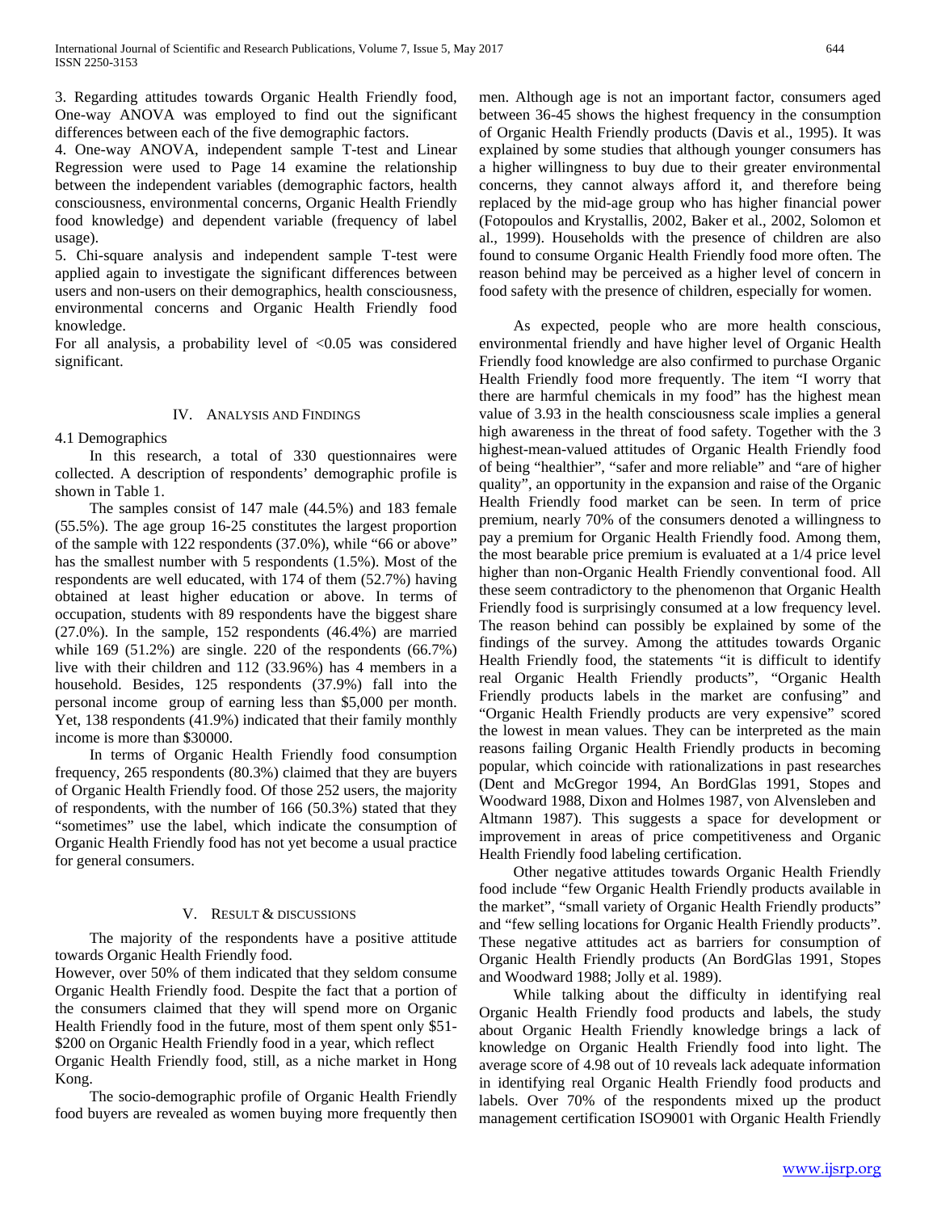3. Regarding attitudes towards Organic Health Friendly food, One-way ANOVA was employed to find out the significant differences between each of the five demographic factors.

4. One-way ANOVA, independent sample T-test and Linear Regression were used to Page 14 examine the relationship between the independent variables (demographic factors, health consciousness, environmental concerns, Organic Health Friendly food knowledge) and dependent variable (frequency of label usage).

5. Chi-square analysis and independent sample T-test were applied again to investigate the significant differences between users and non-users on their demographics, health consciousness, environmental concerns and Organic Health Friendly food knowledge.

For all analysis, a probability level of <0.05 was considered significant.

## IV. Analysis and Findings

### 4.1 Demographics

In this research, a total of 330 questionnaires were collected. A description of respondents' demographic profile is shown in Table 1.

The samples consist of 147 male (44.5%) and 183 female (55.5%). The age group 16-25 constitutes the largest proportion of the sample with 122 respondents (37.0%), while "66 or above" has the smallest number with 5 respondents (1.5%). Most of the respondents are well educated, with 174 of them (52.7%) having obtained at least higher education or above. In terms of occupation, students with 89 respondents have the biggest share (27.0%). In the sample, 152 respondents (46.4%) are married while 169 (51.2%) are single. 220 of the respondents (66.7%) live with their children and 112 (33.96%) has 4 members in a household. Besides, 125 respondents (37.9%) fall into the personal income group of earning less than $5,000 per month. Yet, 138 respondents (41.9%) indicated that their family monthly income is more than $30000.

In terms of Organic Health Friendly food consumption frequency, 265 respondents (80.3%) claimed that they are buyers of Organic Health Friendly food. Of those 252 users, the majority of respondents, with the number of 166 (50.3%) stated that they "sometimes" use the label, which indicate the consumption of Organic Health Friendly food has not yet become a usual practice for general consumers.

## V. Result & Discussions

The majority of the respondents have a positive attitude towards Organic Health Friendly food.

However, over 50% of them indicated that they seldom consume Organic Health Friendly food. Despite the fact that a portion of the consumers claimed that they will spend more on Organic Health Friendly food in the future, most of them spent only $51-$200 on Organic Health Friendly food in a year, which reflect Organic Health Friendly food, still, as a niche market in Hong Kong.

The socio-demographic profile of Organic Health Friendly food buyers are revealed as women buying more frequently then men. Although age is not an important factor, consumers aged between 36-45 shows the highest frequency in the consumption of Organic Health Friendly products (Davis et al., 1995). It was explained by some studies that although younger consumers has a higher willingness to buy due to their greater environmental concerns, they cannot always afford it, and therefore being replaced by the mid-age group who has higher financial power (Fotopoulos and Krystallis, 2002, Baker et al., 2002, Solomon et al., 1999). Households with the presence of children are also found to consume Organic Health Friendly food more often. The reason behind may be perceived as a higher level of concern in food safety with the presence of children, especially for women.

As expected, people who are more health conscious, environmental friendly and have higher level of Organic Health Friendly food knowledge are also confirmed to purchase Organic Health Friendly food more frequently. The item "I worry that there are harmful chemicals in my food" has the highest mean value of 3.93 in the health consciousness scale implies a general high awareness in the threat of food safety. Together with the 3 highest-mean-valued attitudes of Organic Health Friendly food of being "healthier", "safer and more reliable" and "are of higher quality", an opportunity in the expansion and raise of the Organic Health Friendly food market can be seen. In term of price premium, nearly 70% of the consumers denoted a willingness to pay a premium for Organic Health Friendly food. Among them, the most bearable price premium is evaluated at a 1/4 price level higher than non-Organic Health Friendly conventional food. All these seem contradictory to the phenomenon that Organic Health Friendly food is surprisingly consumed at a low frequency level. The reason behind can possibly be explained by some of the findings of the survey. Among the attitudes towards Organic Health Friendly food, the statements "it is difficult to identify real Organic Health Friendly products", "Organic Health Friendly products labels in the market are confusing" and "Organic Health Friendly products are very expensive" scored the lowest in mean values. They can be interpreted as the main reasons failing Organic Health Friendly products in becoming popular, which coincide with rationalizations in past researches (Dent and McGregor 1994, An BordGlas 1991, Stopes and Woodward 1988, Dixon and Holmes 1987, von Alvensleben and Altmann 1987). This suggests a space for development or improvement in areas of price competitiveness and Organic Health Friendly food labeling certification.

Other negative attitudes towards Organic Health Friendly food include "few Organic Health Friendly products available in the market", "small variety of Organic Health Friendly products" and "few selling locations for Organic Health Friendly products". These negative attitudes act as barriers for consumption of Organic Health Friendly products (An BordGlas 1991, Stopes and Woodward 1988; Jolly et al. 1989).

While talking about the difficulty in identifying real Organic Health Friendly food products and labels, the study about Organic Health Friendly knowledge brings a lack of knowledge on Organic Health Friendly food into light. The average score of 4.98 out of 10 reveals lack adequate information in identifying real Organic Health Friendly food products and labels. Over 70% of the respondents mixed up the product management certification ISO9001 with Organic Health Friendly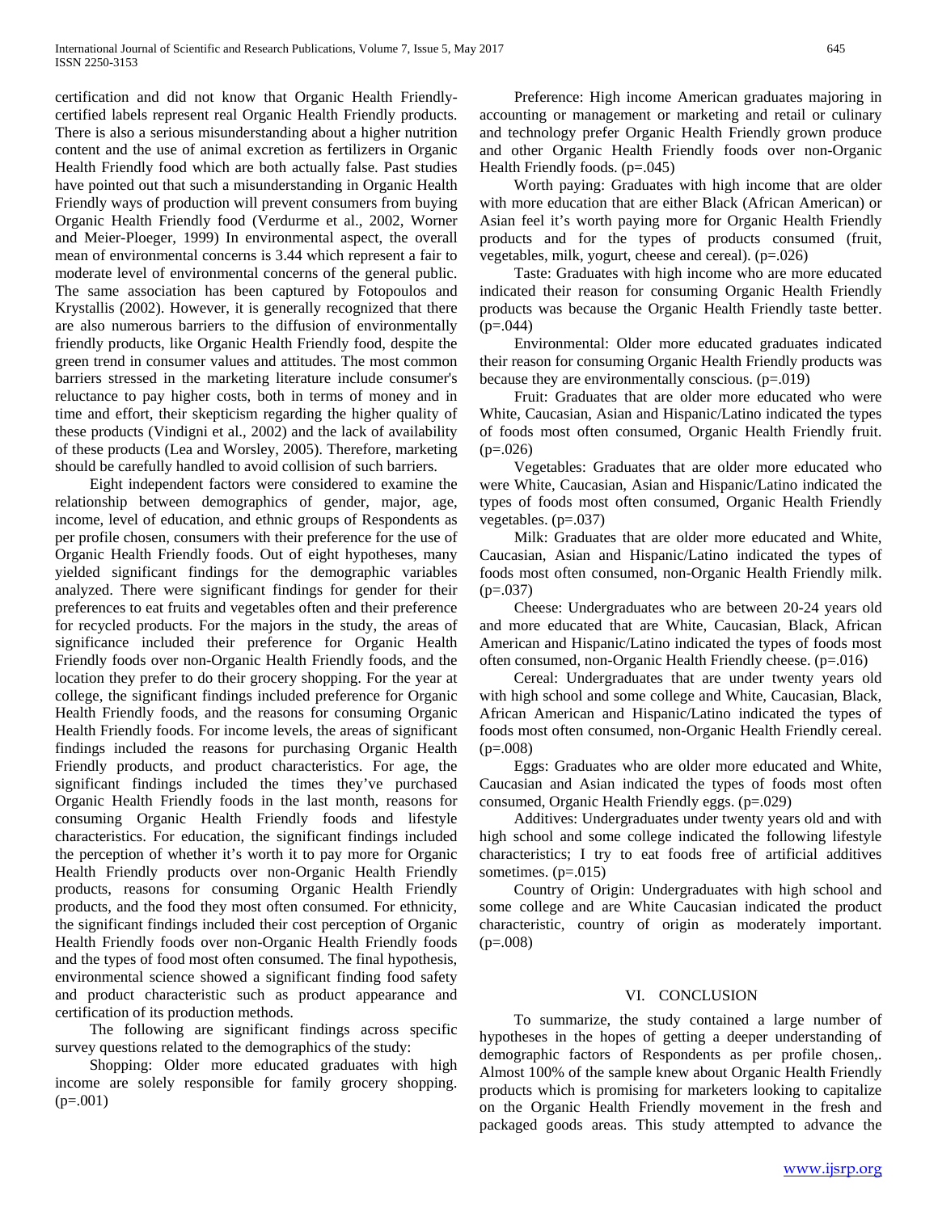certification and did not know that Organic Health Friendly-certified labels represent real Organic Health Friendly products. There is also a serious misunderstanding about a higher nutrition content and the use of animal excretion as fertilizers in Organic Health Friendly food which are both actually false. Past studies have pointed out that such a misunderstanding in Organic Health Friendly ways of production will prevent consumers from buying Organic Health Friendly food (Verdurme et al., 2002, Worner and Meier-Ploeger, 1999) In environmental aspect, the overall mean of environmental concerns is 3.44 which represent a fair to moderate level of environmental concerns of the general public. The same association has been captured by Fotopoulos and Krystallis (2002). However, it is generally recognized that there are also numerous barriers to the diffusion of environmentally friendly products, like Organic Health Friendly food, despite the green trend in consumer values and attitudes. The most common barriers stressed in the marketing literature include consumer's reluctance to pay higher costs, both in terms of money and in time and effort, their skepticism regarding the higher quality of these products (Vindigni et al., 2002) and the lack of availability of these products (Lea and Worsley, 2005). Therefore, marketing should be carefully handled to avoid collision of such barriers.

Eight independent factors were considered to examine the relationship between demographics of gender, major, age, income, level of education, and ethnic groups of Respondents as per profile chosen, consumers with their preference for the use of Organic Health Friendly foods. Out of eight hypotheses, many yielded significant findings for the demographic variables analyzed. There were significant findings for gender for their preferences to eat fruits and vegetables often and their preference for recycled products. For the majors in the study, the areas of significance included their preference for Organic Health Friendly foods over non-Organic Health Friendly foods, and the location they prefer to do their grocery shopping. For the year at college, the significant findings included preference for Organic Health Friendly foods, and the reasons for consuming Organic Health Friendly foods. For income levels, the areas of significant findings included the reasons for purchasing Organic Health Friendly products, and product characteristics. For age, the significant findings included the times they've purchased Organic Health Friendly foods in the last month, reasons for consuming Organic Health Friendly foods and lifestyle characteristics. For education, the significant findings included the perception of whether it's worth it to pay more for Organic Health Friendly products over non-Organic Health Friendly products, reasons for consuming Organic Health Friendly products, and the food they most often consumed. For ethnicity, the significant findings included their cost perception of Organic Health Friendly foods over non-Organic Health Friendly foods and the types of food most often consumed. The final hypothesis, environmental science showed a significant finding food safety and product characteristic such as product appearance and certification of its production methods.

The following are significant findings across specific survey questions related to the demographics of the study:

Shopping: Older more educated graduates with high income are solely responsible for family grocery shopping. ($p=.001$)

Preference: High income American graduates majoring in accounting or management or marketing and retail or culinary and technology prefer Organic Health Friendly grown produce and other Organic Health Friendly foods over non-Organic Health Friendly foods. ($p=.045$)

Worth paying: Graduates with high income that are older with more education that are either Black (African American) or Asian feel it's worth paying more for Organic Health Friendly products and for the types of products consumed (fruit, vegetables, milk, yogurt, cheese and cereal). ($p=.026$)

Taste: Graduates with high income who are more educated indicated their reason for consuming Organic Health Friendly products was because the Organic Health Friendly taste better. ($p=.044$)

Environmental: Older more educated graduates indicated their reason for consuming Organic Health Friendly products was because they are environmentally conscious. ($p=.019$)

Fruit: Graduates that are older more educated who were White, Caucasian, Asian and Hispanic/Latino indicated the types of foods most often consumed, Organic Health Friendly fruit. ($p=.026$)

Vegetables: Graduates that are older more educated who were White, Caucasian, Asian and Hispanic/Latino indicated the types of foods most often consumed, Organic Health Friendly vegetables. ($p=.037$)

Milk: Graduates that are older more educated and White, Caucasian, Asian and Hispanic/Latino indicated the types of foods most often consumed, non-Organic Health Friendly milk. ($p=.037$)

Cheese: Undergraduates who are between 20-24 years old and more educated that are White, Caucasian, Black, African American and Hispanic/Latino indicated the types of foods most often consumed, non-Organic Health Friendly cheese. ($p=.016$)

Cereal: Undergraduates that are under twenty years old with high school and some college and White, Caucasian, Black, African American and Hispanic/Latino indicated the types of foods most often consumed, non-Organic Health Friendly cereal. ($p=.008$)

Eggs: Graduates who are older more educated and White, Caucasian and Asian indicated the types of foods most often consumed, Organic Health Friendly eggs. ($p=.029$)

Additives: Undergraduates under twenty years old and with high school and some college indicated the following lifestyle characteristics; I try to eat foods free of artificial additives sometimes. ($p=.015$)

Country of Origin: Undergraduates with high school and some college and are White Caucasian indicated the product characteristic, country of origin as moderately important. ($p=.008$)

## VI. CONCLUSION

To summarize, the study contained a large number of hypotheses in the hopes of getting a deeper understanding of demographic factors of Respondents as per profile chosen,. Almost 100% of the sample knew about Organic Health Friendly products which is promising for marketers looking to capitalize on the Organic Health Friendly movement in the fresh and packaged goods areas. This study attempted to advance the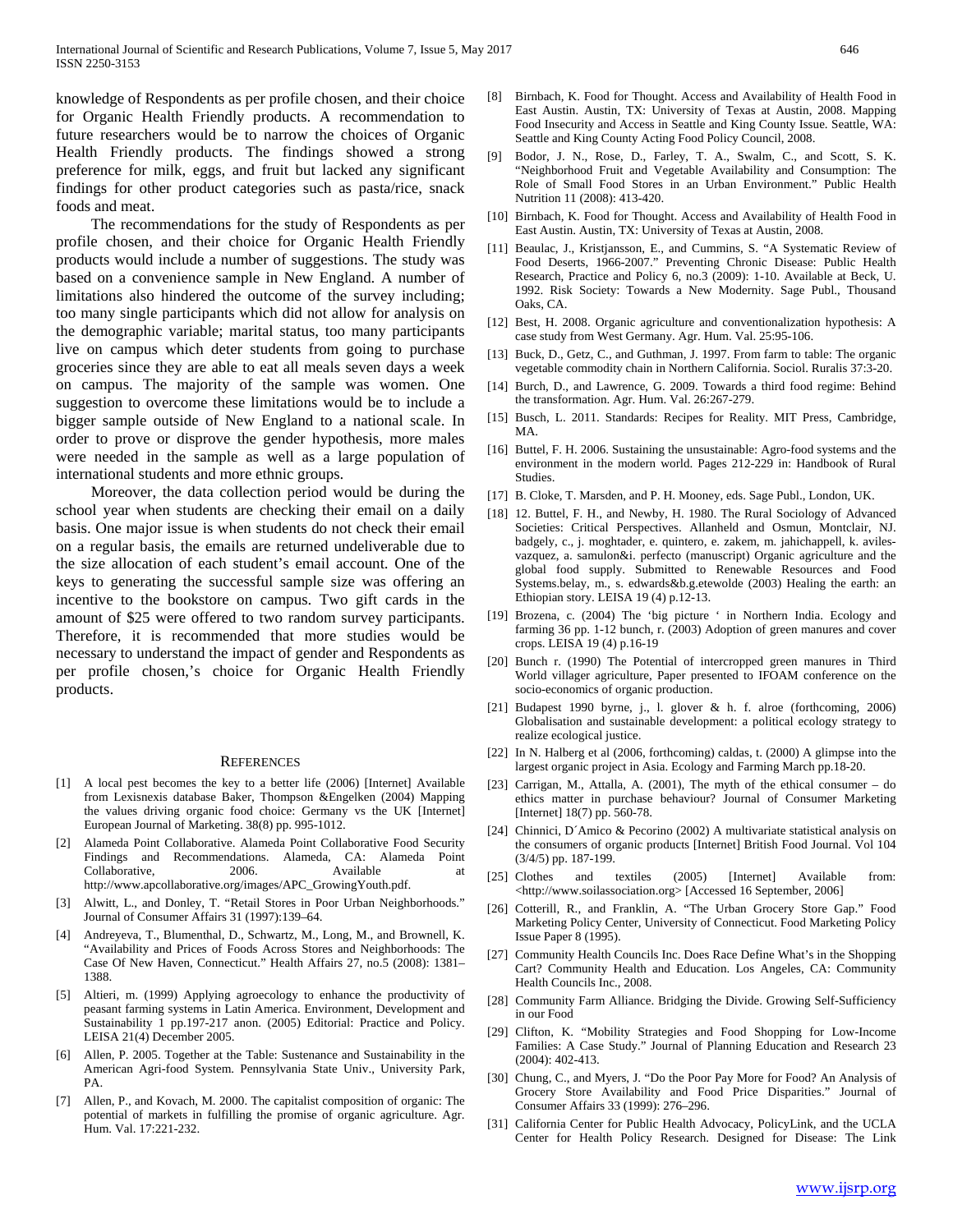knowledge of Respondents as per profile chosen, and their choice for Organic Health Friendly products. A recommendation to future researchers would be to narrow the choices of Organic Health Friendly products. The findings showed a strong preference for milk, eggs, and fruit but lacked any significant findings for other product categories such as pasta/rice, snack foods and meat.

The recommendations for the study of Respondents as per profile chosen, and their choice for Organic Health Friendly products would include a number of suggestions. The study was based on a convenience sample in New England. A number of limitations also hindered the outcome of the survey including; too many single participants which did not allow for analysis on the demographic variable; marital status, too many participants live on campus which deter students from going to purchase groceries since they are able to eat all meals seven days a week on campus. The majority of the sample was women. One suggestion to overcome these limitations would be to include a bigger sample outside of New England to a national scale. In order to prove or disprove the gender hypothesis, more males were needed in the sample as well as a large population of international students and more ethnic groups.

Moreover, the data collection period would be during the school year when students are checking their email on a daily basis. One major issue is when students do not check their email on a regular basis, the emails are returned undeliverable due to the size allocation of each student's email account. One of the keys to generating the successful sample size was offering an incentive to the bookstore on campus. Two gift cards in the amount of $25 were offered to two random survey participants. Therefore, it is recommended that more studies would be necessary to understand the impact of gender and Respondents as per profile chosen,'s choice for Organic Health Friendly products.

## REFERENCES

[1] A local pest becomes the key to a better life (2006) [Internet] Available from Lexisnexis database Baker, Thompson &Engelken (2004) Mapping the values driving organic food choice: Germany vs the UK [Internet] European Journal of Marketing. 38(8) pp. 995-1012.

[2] Alameda Point Collaborative. Alameda Point Collaborative Food Security Findings and Recommendations. Alameda, CA: Alameda Point Collaborative, 2006. Available at http://www.apcollaborative.org/images/APC_GrowingYouth.pdf.

[3] Alwitt, L., and Donley, T. "Retail Stores in Poor Urban Neighborhoods." Journal of Consumer Affairs 31 (1997):139–64.

[4] Andreyeva, T., Blumenthal, D., Schwartz, M., Long, M., and Brownell, K. "Availability and Prices of Foods Across Stores and Neighborhoods: The Case Of New Haven, Connecticut." Health Affairs 27, no.5 (2008): 1381–1388.

[5] Altieri, m. (1999) Applying agroecology to enhance the productivity of peasant farming systems in Latin America. Environment, Development and Sustainability 1 pp.197-217 anon. (2005) Editorial: Practice and Policy. LEISA 21(4) December 2005.

[6] Allen, P. 2005. Together at the Table: Sustenance and Sustainability in the American Agri-food System. Pennsylvania State Univ., University Park, PA.

[7] Allen, P., and Kovach, M. 2000. The capitalist composition of organic: The potential of markets in fulfilling the promise of organic agriculture. Agr. Hum. Val. 17:221-232.

[8] Birnbach, K. Food for Thought. Access and Availability of Health Food in East Austin. Austin, TX: University of Texas at Austin, 2008. Mapping Food Insecurity and Access in Seattle and King County Issue. Seattle, WA: Seattle and King County Acting Food Policy Council, 2008.

[9] Bodor, J. N., Rose, D., Farley, T. A., Swalm, C., and Scott, S. K. "Neighborhood Fruit and Vegetable Availability and Consumption: The Role of Small Food Stores in an Urban Environment." Public Health Nutrition 11 (2008): 413-420.

[10] Birnbach, K. Food for Thought. Access and Availability of Health Food in East Austin. Austin, TX: University of Texas at Austin, 2008.

[11] Beaulac, J., Kristjansson, E., and Cummins, S. "A Systematic Review of Food Deserts, 1966-2007." Preventing Chronic Disease: Public Health Research, Practice and Policy 6, no.3 (2009): 1-10. Available at Beck, U. 1992. Risk Society: Towards a New Modernity. Sage Publ., Thousand Oaks, CA.

[12] Best, H. 2008. Organic agriculture and conventionalization hypothesis: A case study from West Germany. Agr. Hum. Val. 25:95-106.

[13] Buck, D., Getz, C., and Guthman, J. 1997. From farm to table: The organic vegetable commodity chain in Northern California. Sociol. Ruralis 37:3-20.

[14] Burch, D., and Lawrence, G. 2009. Towards a third food regime: Behind the transformation. Agr. Hum. Val. 26:267-279.

[15] Busch, L. 2011. Standards: Recipes for Reality. MIT Press, Cambridge, MA.

[16] Buttel, F. H. 2006. Sustaining the unsustainable: Agro-food systems and the environment in the modern world. Pages 212-229 in: Handbook of Rural Studies.

[17] B. Cloke, T. Marsden, and P. H. Mooney, eds. Sage Publ., London, UK.

[18] 12. Buttel, F. H., and Newby, H. 1980. The Rural Sociology of Advanced Societies: Critical Perspectives. Allanheld and Osmun, Montclair, NJ. badgely, c., j. moghtader, e. quintero, e. zakem, m. jahichappell, k. aviles-vazquez, a. samulon&i. perfecto (manuscript) Organic agriculture and the global food supply. Submitted to Renewable Resources and Food Systems.belay, m., s. edwards&b.g.etewolde (2003) Healing the earth: an Ethiopian story. LEISA 19 (4) p.12-13.

[19] Brozena, c. (2004) The 'big picture ' in Northern India. Ecology and farming 36 pp. 1-12 bunch, r. (2003) Adoption of green manures and cover crops. LEISA 19 (4) p.16-19

[20] Bunch r. (1990) The Potential of intercropped green manures in Third World villager agriculture, Paper presented to IFOAM conference on the socio-economics of organic production.

[21] Budapest 1990 byrne, j., l. glover & h. f. alroe (forthcoming, 2006) Globalisation and sustainable development: a political ecology strategy to realize ecological justice.

[22] In N. Halberg et al (2006, forthcoming) caldas, t. (2000) A glimpse into the largest organic project in Asia. Ecology and Farming March pp.18-20.

[23] Carrigan, M., Attalla, A. (2001), The myth of the ethical consumer – do ethics matter in purchase behaviour? Journal of Consumer Marketing [Internet] 18(7) pp. 560-78.

[24] Chinnici, D´Amico & Pecorino (2002) A multivariate statistical analysis on the consumers of organic products [Internet] British Food Journal. Vol 104 (3/4/5) pp. 187-199.

[25] Clothes and textiles (2005) [Internet] Available from: <http://www.soilassociation.org> [Accessed 16 September, 2006]

[26] Cotterill, R., and Franklin, A. "The Urban Grocery Store Gap." Food Marketing Policy Center, University of Connecticut. Food Marketing Policy Issue Paper 8 (1995).

[27] Community Health Councils Inc. Does Race Define What's in the Shopping Cart? Community Health and Education. Los Angeles, CA: Community Health Councils Inc., 2008.

[28] Community Farm Alliance. Bridging the Divide. Growing Self-Sufficiency in our Food

[29] Clifton, K. "Mobility Strategies and Food Shopping for Low-Income Families: A Case Study." Journal of Planning Education and Research 23 (2004): 402-413.

[30] Chung, C., and Myers, J. "Do the Poor Pay More for Food? An Analysis of Grocery Store Availability and Food Price Disparities." Journal of Consumer Affairs 33 (1999): 276–296.

[31] California Center for Public Health Advocacy, PolicyLink, and the UCLA Center for Health Policy Research. Designed for Disease: The Link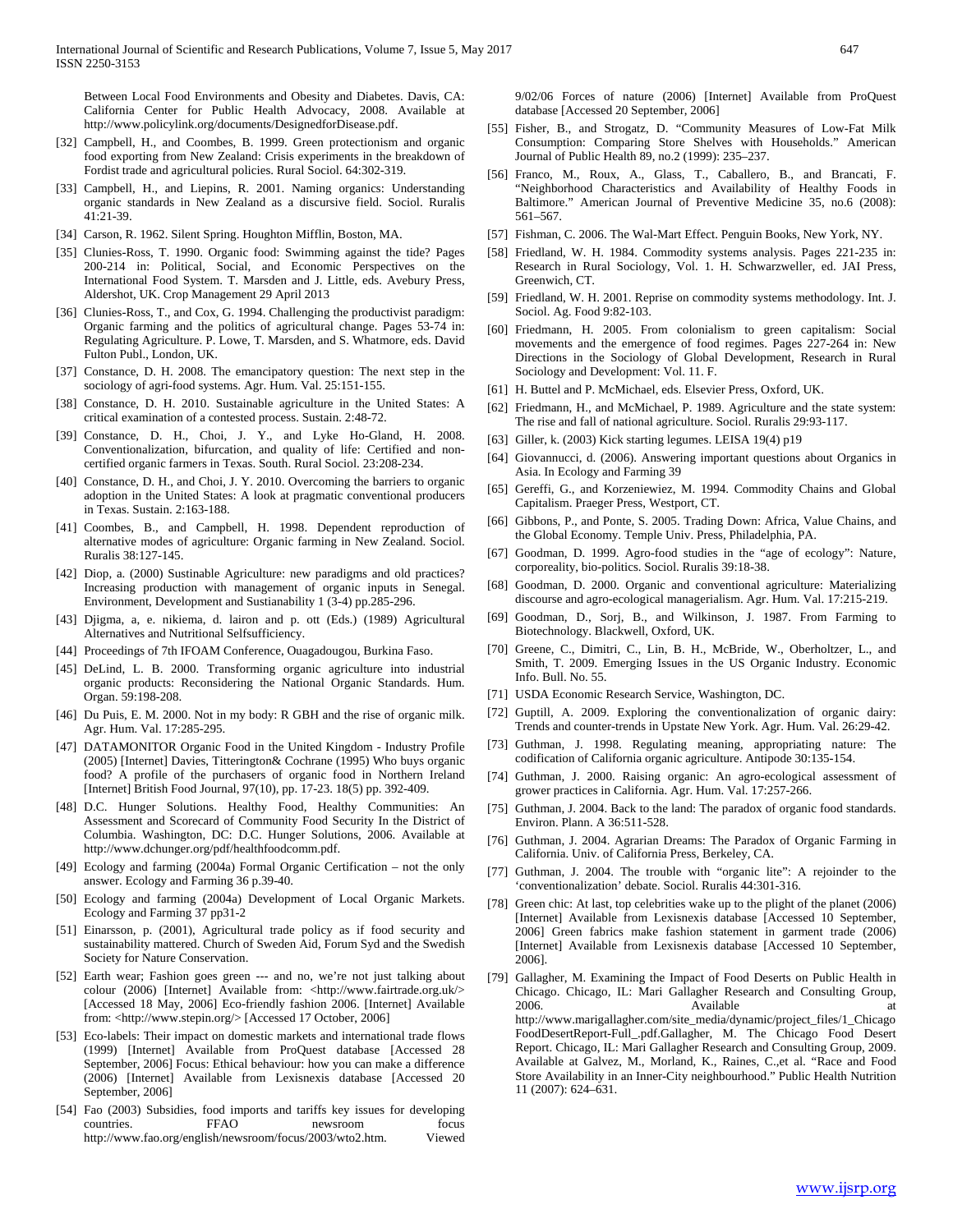Between Local Food Environments and Obesity and Diabetes. Davis, CA: California Center for Public Health Advocacy, 2008. Available at http://www.policylink.org/documents/DesignedforDisease.pdf.

[32] Campbell, H., and Coombes, B. 1999. Green protectionism and organic food exporting from New Zealand: Crisis experiments in the breakdown of Fordist trade and agricultural policies. Rural Sociol. 64:302-319.

[33] Campbell, H., and Liepins, R. 2001. Naming organics: Understanding organic standards in New Zealand as a discursive field. Sociol. Ruralis 41:21-39.

[34] Carson, R. 1962. Silent Spring. Houghton Mifflin, Boston, MA.

[35] Clunies-Ross, T. 1990. Organic food: Swimming against the tide? Pages 200-214 in: Political, Social, and Economic Perspectives on the International Food System. T. Marsden and J. Little, eds. Avebury Press, Aldershot, UK. Crop Management 29 April 2013

[36] Clunies-Ross, T., and Cox, G. 1994. Challenging the productivist paradigm: Organic farming and the politics of agricultural change. Pages 53-74 in: Regulating Agriculture. P. Lowe, T. Marsden, and S. Whatmore, eds. David Fulton Publ., London, UK.

[37] Constance, D. H. 2008. The emancipatory question: The next step in the sociology of agri-food systems. Agr. Hum. Val. 25:151-155.

[38] Constance, D. H. 2010. Sustainable agriculture in the United States: A critical examination of a contested process. Sustain. 2:48-72.

[39] Constance, D. H., Choi, J. Y., and Lyke Ho-Gland, H. 2008. Conventionalization, bifurcation, and quality of life: Certified and non-certified organic farmers in Texas. South. Rural Sociol. 23:208-234.

[40] Constance, D. H., and Choi, J. Y. 2010. Overcoming the barriers to organic adoption in the United States: A look at pragmatic conventional producers in Texas. Sustain. 2:163-188.

[41] Coombes, B., and Campbell, H. 1998. Dependent reproduction of alternative modes of agriculture: Organic farming in New Zealand. Sociol. Ruralis 38:127-145.

[42] Diop, a. (2000) Sustinable Agriculture: new paradigms and old practices? Increasing production with management of organic inputs in Senegal. Environment, Development and Sustianability 1 (3-4) pp.285-296.

[43] Djigma, a, e. nikiema, d. lairon and p. ott (Eds.) (1989) Agricultural Alternatives and Nutritional Selfsufficiency.

[44] Proceedings of 7th IFOAM Conference, Ouagadougou, Burkina Faso.

[45] DeLind, L. B. 2000. Transforming organic agriculture into industrial organic products: Reconsidering the National Organic Standards. Hum. Organ. 59:198-208.

[46] Du Puis, E. M. 2000. Not in my body: R GBH and the rise of organic milk. Agr. Hum. Val. 17:285-295.

[47] DATAMONITOR Organic Food in the United Kingdom - Industry Profile (2005) [Internet] Davies, Titterington& Cochrane (1995) Who buys organic food? A profile of the purchasers of organic food in Northern Ireland [Internet] British Food Journal, 97(10), pp. 17-23. 18(5) pp. 392-409.

[48] D.C. Hunger Solutions. Healthy Food, Healthy Communities: An Assessment and Scorecard of Community Food Security In the District of Columbia. Washington, DC: D.C. Hunger Solutions, 2006. Available at http://www.dchunger.org/pdf/healthfoodcomm.pdf.

[49] Ecology and farming (2004a) Formal Organic Certification – not the only answer. Ecology and Farming 36 p.39-40.

[50] Ecology and farming (2004a) Development of Local Organic Markets. Ecology and Farming 37 pp31-2

[51] Einarsson, p. (2001), Agricultural trade policy as if food security and sustainability mattered. Church of Sweden Aid, Forum Syd and the Swedish Society for Nature Conservation.

[52] Earth wear; Fashion goes green --- and no, we're not just talking about colour (2006) [Internet] Available from: <http://www.fairtrade.org.uk/> [Accessed 18 May, 2006] Eco-friendly fashion 2006. [Internet] Available from: <http://www.stepin.org/> [Accessed 17 October, 2006]

[53] Eco-labels: Their impact on domestic markets and international trade flows (1999) [Internet] Available from ProQuest database [Accessed 28 September, 2006] Focus: Ethical behaviour: how you can make a difference (2006) [Internet] Available from Lexisnexis database [Accessed 20 September, 2006]

[54] Fao (2003) Subsidies, food imports and tariffs key issues for developing countries. FFAO newsroom focus http://www.fao.org/english/newsroom/focus/2003/wto2.htm. Viewed 9/02/06 Forces of nature (2006) [Internet] Available from ProQuest database [Accessed 20 September, 2006]

[55] Fisher, B., and Strogatz, D. "Community Measures of Low-Fat Milk Consumption: Comparing Store Shelves with Households." American Journal of Public Health 89, no.2 (1999): 235–237.

[56] Franco, M., Roux, A., Glass, T., Caballero, B., and Brancati, F. "Neighborhood Characteristics and Availability of Healthy Foods in Baltimore." American Journal of Preventive Medicine 35, no.6 (2008): 561–567.

[57] Fishman, C. 2006. The Wal-Mart Effect. Penguin Books, New York, NY.

[58] Friedland, W. H. 1984. Commodity systems analysis. Pages 221-235 in: Research in Rural Sociology, Vol. 1. H. Schwarzweller, ed. JAI Press, Greenwich, CT.

[59] Friedland, W. H. 2001. Reprise on commodity systems methodology. Int. J. Sociol. Ag. Food 9:82-103.

[60] Friedmann, H. 2005. From colonialism to green capitalism: Social movements and the emergence of food regimes. Pages 227-264 in: New Directions in the Sociology of Global Development, Research in Rural Sociology and Development: Vol. 11. F.

[61] H. Buttel and P. McMichael, eds. Elsevier Press, Oxford, UK.

[62] Friedmann, H., and McMichael, P. 1989. Agriculture and the state system: The rise and fall of national agriculture. Sociol. Ruralis 29:93-117.

[63] Giller, k. (2003) Kick starting legumes. LEISA 19(4) p19

[64] Giovannucci, d. (2006). Answering important questions about Organics in Asia. In Ecology and Farming 39

[65] Gereffi, G., and Korzeniewiez, M. 1994. Commodity Chains and Global Capitalism. Praeger Press, Westport, CT.

[66] Gibbons, P., and Ponte, S. 2005. Trading Down: Africa, Value Chains, and the Global Economy. Temple Univ. Press, Philadelphia, PA.

[67] Goodman, D. 1999. Agro-food studies in the "age of ecology": Nature, corporeality, bio-politics. Sociol. Ruralis 39:18-38.

[68] Goodman, D. 2000. Organic and conventional agriculture: Materializing discourse and agro-ecological managerialism. Agr. Hum. Val. 17:215-219.

[69] Goodman, D., Sorj, B., and Wilkinson, J. 1987. From Farming to Biotechnology. Blackwell, Oxford, UK.

[70] Greene, C., Dimitri, C., Lin, B. H., McBride, W., Oberholtzer, L., and Smith, T. 2009. Emerging Issues in the US Organic Industry. Economic Info. Bull. No. 55.

[71] USDA Economic Research Service, Washington, DC.

[72] Guptill, A. 2009. Exploring the conventionalization of organic dairy: Trends and counter-trends in Upstate New York. Agr. Hum. Val. 26:29-42.

[73] Guthman, J. 1998. Regulating meaning, appropriating nature: The codification of California organic agriculture. Antipode 30:135-154.

[74] Guthman, J. 2000. Raising organic: An agro-ecological assessment of grower practices in California. Agr. Hum. Val. 17:257-266.

[75] Guthman, J. 2004. Back to the land: The paradox of organic food standards. Environ. Plann. A 36:511-528.

[76] Guthman, J. 2004. Agrarian Dreams: The Paradox of Organic Farming in California. Univ. of California Press, Berkeley, CA.

[77] Guthman, J. 2004. The trouble with "organic lite": A rejoinder to the 'conventionalization' debate. Sociol. Ruralis 44:301-316.

[78] Green chic: At last, top celebrities wake up to the plight of the planet (2006) [Internet] Available from Lexisnexis database [Accessed 10 September, 2006] Green fabrics make fashion statement in garment trade (2006) [Internet] Available from Lexisnexis database [Accessed 10 September, 2006].

[79] Gallagher, M. Examining the Impact of Food Deserts on Public Health in Chicago. Chicago, IL: Mari Gallagher Research and Consulting Group, 2006. Available at http://www.marigallagher.com/site_media/dynamic/project_files/1_Chicago FoodDesertReport-Full_.pdf.Gallagher, M. The Chicago Food Desert Report. Chicago, IL: Mari Gallagher Research and Consulting Group, 2009. Available at Galvez, M., Morland, K., Raines, C.,et al. "Race and Food Store Availability in an Inner-City neighbourhood." Public Health Nutrition 11 (2007): 624–631.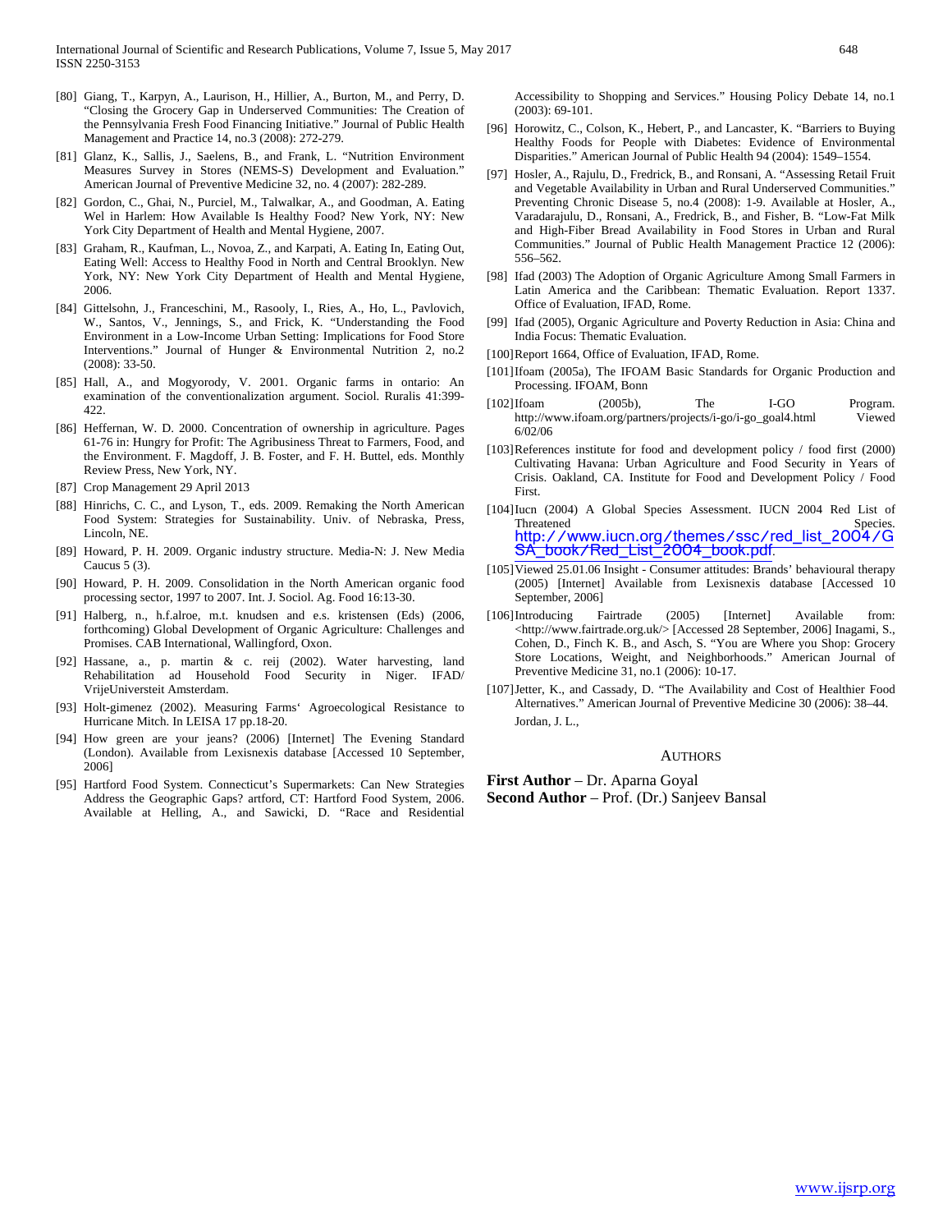[80] Giang, T., Karpyn, A., Laurison, H., Hillier, A., Burton, M., and Perry, D. "Closing the Grocery Gap in Underserved Communities: The Creation of the Pennsylvania Fresh Food Financing Initiative." Journal of Public Health Management and Practice 14, no.3 (2008): 272-279.

[81] Glanz, K., Sallis, J., Saelens, B., and Frank, L. "Nutrition Environment Measures Survey in Stores (NEMS-S) Development and Evaluation." American Journal of Preventive Medicine 32, no. 4 (2007): 282-289.

[82] Gordon, C., Ghai, N., Purciel, M., Talwalkar, A., and Goodman, A. Eating Wel in Harlem: How Available Is Healthy Food? New York, NY: New York City Department of Health and Mental Hygiene, 2007.

[83] Graham, R., Kaufman, L., Novoa, Z., and Karpati, A. Eating In, Eating Out, Eating Well: Access to Healthy Food in North and Central Brooklyn. New York, NY: New York City Department of Health and Mental Hygiene, 2006.

[84] Gittelsohn, J., Franceschini, M., Rasooly, I., Ries, A., Ho, L., Pavlovich, W., Santos, V., Jennings, S., and Frick, K. "Understanding the Food Environment in a Low-Income Urban Setting: Implications for Food Store Interventions." Journal of Hunger & Environmental Nutrition 2, no.2 (2008): 33-50.

[85] Hall, A., and Mogyorody, V. 2001. Organic farms in ontario: An examination of the conventionalization argument. Sociol. Ruralis 41:399-422.

[86] Heffernan, W. D. 2000. Concentration of ownership in agriculture. Pages 61-76 in: Hungry for Profit: The Agribusiness Threat to Farmers, Food, and the Environment. F. Magdoff, J. B. Foster, and F. H. Buttel, eds. Monthly Review Press, New York, NY.

[87] Crop Management 29 April 2013

[88] Hinrichs, C. C., and Lyson, T., eds. 2009. Remaking the North American Food System: Strategies for Sustainability. Univ. of Nebraska, Press, Lincoln, NE.

[89] Howard, P. H. 2009. Organic industry structure. Media-N: J. New Media Caucus 5 (3).

[90] Howard, P. H. 2009. Consolidation in the North American organic food processing sector, 1997 to 2007. Int. J. Sociol. Ag. Food 16:13-30.

[91] Halberg, n., h.f.alroe, m.t. knudsen and e.s. kristensen (Eds) (2006, forthcoming) Global Development of Organic Agriculture: Challenges and Promises. CAB International, Wallingford, Oxon.

[92] Hassane, a., p. martin & c. reij (2002). Water harvesting, land Rehabilitation ad Household Food Security in Niger. IFAD/ VrijeUniversteit Amsterdam.

[93] Holt-gimenez (2002). Measuring Farms‘ Agroecological Resistance to Hurricane Mitch. In LEISA 17 pp.18-20.

[94] How green are your jeans? (2006) [Internet] The Evening Standard (London). Available from Lexisnexis database [Accessed 10 September, 2006]

[95] Hartford Food System. Connecticut's Supermarkets: Can New Strategies Address the Geographic Gaps? artford, CT: Hartford Food System, 2006. Available at Helling, A., and Sawicki, D. "Race and Residential Accessibility to Shopping and Services." Housing Policy Debate 14, no.1 (2003): 69-101.

[96] Horowitz, C., Colson, K., Hebert, P., and Lancaster, K. "Barriers to Buying Healthy Foods for People with Diabetes: Evidence of Environmental Disparities." American Journal of Public Health 94 (2004): 1549–1554.

[97] Hosler, A., Rajulu, D., Fredrick, B., and Ronsani, A. "Assessing Retail Fruit and Vegetable Availability in Urban and Rural Underserved Communities." Preventing Chronic Disease 5, no.4 (2008): 1-9. Available at Hosler, A., Varadarajulu, D., Ronsani, A., Fredrick, B., and Fisher, B. "Low-Fat Milk and High-Fiber Bread Availability in Food Stores in Urban and Rural Communities." Journal of Public Health Management Practice 12 (2006): 556–562.

[98] Ifad (2003) The Adoption of Organic Agriculture Among Small Farmers in Latin America and the Caribbean: Thematic Evaluation. Report 1337. Office of Evaluation, IFAD, Rome.

[99] Ifad (2005), Organic Agriculture and Poverty Reduction in Asia: China and India Focus: Thematic Evaluation.

[100] Report 1664, Office of Evaluation, IFAD, Rome.

[101] Ifoam (2005a), The IFOAM Basic Standards for Organic Production and Processing. IFOAM, Bonn

[102] Ifoam (2005b), The I-GO Program. http://www.ifoam.org/partners/projects/i-go/i-go_goal4.html Viewed 6/02/06

[103] References institute for food and development policy / food first (2000) Cultivating Havana: Urban Agriculture and Food Security in Years of Crisis. Oakland, CA. Institute for Food and Development Policy / Food First.

[104] Iucn (2004) A Global Species Assessment. IUCN 2004 Red List of Threatened Species. http://www.iucn.org/themes/ssc/red_list_2004/GSA_book/Red_List_2004_book.pdf.

[105] Viewed 25.01.06 Insight - Consumer attitudes: Brands' behavioural therapy (2005) [Internet] Available from Lexisnexis database [Accessed 10 September, 2006]

[106] Introducing Fairtrade (2005) [Internet] Available from: <http://www.fairtrade.org.uk/> [Accessed 28 September, 2006] Inagami, S., Cohen, D., Finch K. B., and Asch, S. "You are Where you Shop: Grocery Store Locations, Weight, and Neighborhoods." American Journal of Preventive Medicine 31, no.1 (2006): 10-17.

[107] Jetter, K., and Cassady, D. "The Availability and Cost of Healthier Food Alternatives." American Journal of Preventive Medicine 30 (2006): 38–44. Jordan, J. L.,

## AUTHORS

**First Author** – Dr. Aparna Goyal
**Second Author** – Prof. (Dr.) Sanjeev Bansal